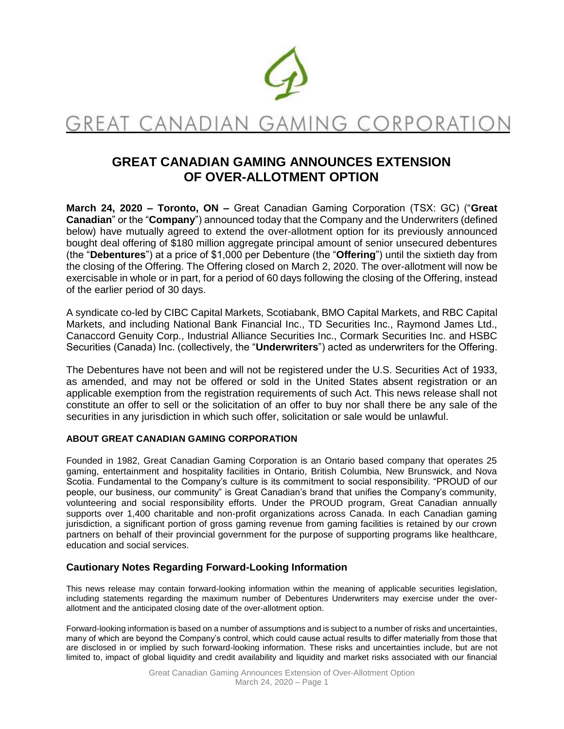GREAT CANADIAN GAMING CORPORATION

# GREAT CANADIAN GAMING ANNOUNCES EXTENSION OF OVER-ALLOTMENT OPTION

**March 24, 2020 – Toronto, ON –** Great Canadian Gaming Corporation (TSX: GC) ("**Great Canadian**" or the "**Company**") announced today that the Company and the Underwriters (defined below) have mutually agreed to extend the over-allotment option for its previously announced bought deal offering of $180 million aggregate principal amount of senior unsecured debentures (the "**Debentures**") at a price of $1,000 per Debenture (the "**Offering**") until the sixtieth day from the closing of the Offering. The Offering closed on March 2, 2020. The over-allotment will now be exercisable in whole or in part, for a period of 60 days following the closing of the Offering, instead of the earlier period of 30 days.

A syndicate co-led by CIBC Capital Markets, Scotiabank, BMO Capital Markets, and RBC Capital Markets, and including National Bank Financial Inc., TD Securities Inc., Raymond James Ltd., Canaccord Genuity Corp., Industrial Alliance Securities Inc., Cormark Securities Inc. and HSBC Securities (Canada) Inc. (collectively, the "**Underwriters**") acted as underwriters for the Offering.

The Debentures have not been and will not be registered under the U.S. Securities Act of 1933, as amended, and may not be offered or sold in the United States absent registration or an applicable exemption from the registration requirements of such Act. This news release shall not constitute an offer to sell or the solicitation of an offer to buy nor shall there be any sale of the securities in any jurisdiction in which such offer, solicitation or sale would be unlawful.

#### ABOUT GREAT CANADIAN GAMING CORPORATION

Founded in 1982, Great Canadian Gaming Corporation is an Ontario based company that operates 25 gaming, entertainment and hospitality facilities in Ontario, British Columbia, New Brunswick, and Nova Scotia. Fundamental to the Company's culture is its commitment to social responsibility. "PROUD of our people, our business, our community" is Great Canadian's brand that unifies the Company's community, volunteering and social responsibility efforts. Under the PROUD program, Great Canadian annually supports over 1,400 charitable and non-profit organizations across Canada. In each Canadian gaming jurisdiction, a significant portion of gross gaming revenue from gaming facilities is retained by our crown partners on behalf of their provincial government for the purpose of supporting programs like healthcare, education and social services.

### Cautionary Notes Regarding Forward-Looking Information

This news release may contain forward-looking information within the meaning of applicable securities legislation, including statements regarding the maximum number of Debentures Underwriters may exercise under the over-allotment and the anticipated closing date of the over-allotment option.

Forward-looking information is based on a number of assumptions and is subject to a number of risks and uncertainties, many of which are beyond the Company's control, which could cause actual results to differ materially from those that are disclosed in or implied by such forward-looking information. These risks and uncertainties include, but are not limited to, impact of global liquidity and credit availability and liquidity and market risks associated with our financial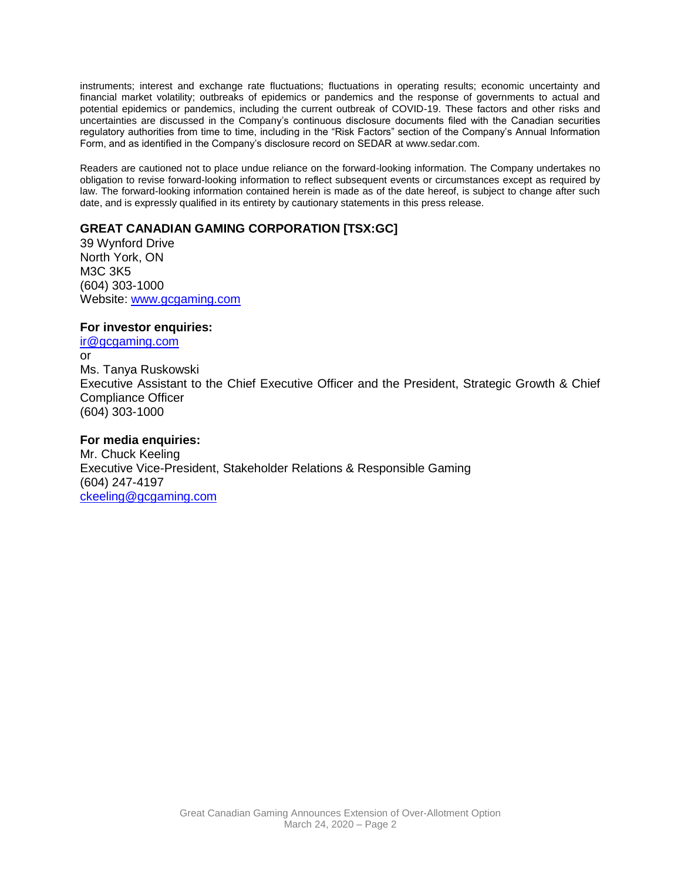instruments; interest and exchange rate fluctuations; fluctuations in operating results; economic uncertainty and financial market volatility; outbreaks of epidemics or pandemics and the response of governments to actual and potential epidemics or pandemics, including the current outbreak of COVID-19. These factors and other risks and uncertainties are discussed in the Company's continuous disclosure documents filed with the Canadian securities regulatory authorities from time to time, including in the "Risk Factors" section of the Company's Annual Information Form, and as identified in the Company's disclosure record on SEDAR at www.sedar.com.

Readers are cautioned not to place undue reliance on the forward-looking information. The Company undertakes no obligation to revise forward-looking information to reflect subsequent events or circumstances except as required by law. The forward-looking information contained herein is made as of the date hereof, is subject to change after such date, and is expressly qualified in its entirety by cautionary statements in this press release.

**GREAT CANADIAN GAMING CORPORATION [TSX:GC]**
39 Wynford Drive
North York, ON
M3C 3K5
(604) 303-1000
Website: www.gcgaming.com

**For investor enquiries:**
ir@gcgaming.com
or
Ms. Tanya Ruskowski
Executive Assistant to the Chief Executive Officer and the President, Strategic Growth & Chief Compliance Officer
(604) 303-1000

**For media enquiries:**
Mr. Chuck Keeling
Executive Vice-President, Stakeholder Relations & Responsible Gaming
(604) 247-4197
ckeeling@gcgaming.com